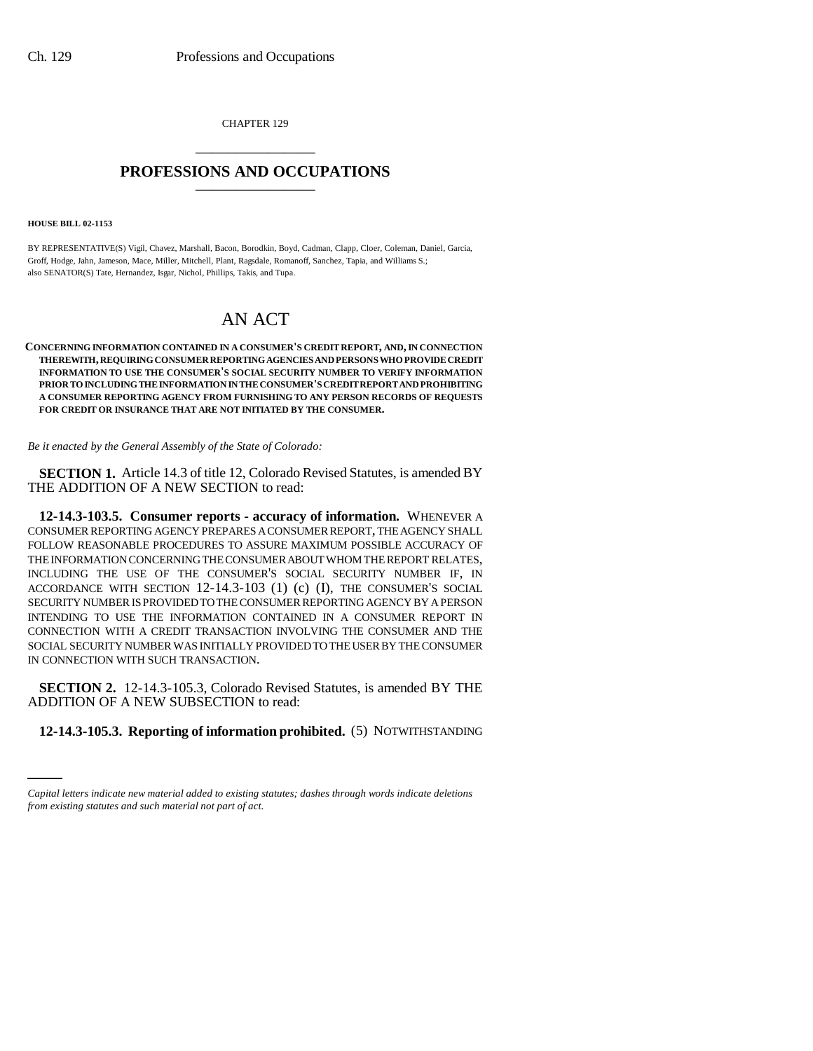CHAPTER 129

# PROFESSIONS AND OCCUPATIONS

**HOUSE BILL 02-1153**

BY REPRESENTATIVE(S) Vigil, Chavez, Marshall, Bacon, Borodkin, Boyd, Cadman, Clapp, Cloer, Coleman, Daniel, Garcia, Groff, Hodge, Jahn, Jameson, Mace, Miller, Mitchell, Plant, Ragsdale, Romanoff, Sanchez, Tapia, and Williams S.; also SENATOR(S) Tate, Hernandez, Isgar, Nichol, Phillips, Takis, and Tupa.

# AN ACT

**CONCERNING INFORMATION CONTAINED IN A CONSUMER'S CREDIT REPORT, AND, IN CONNECTION THEREWITH, REQUIRING CONSUMER REPORTING AGENCIES AND PERSONS WHO PROVIDE CREDIT INFORMATION TO USE THE CONSUMER'S SOCIAL SECURITY NUMBER TO VERIFY INFORMATION PRIOR TO INCLUDING THE INFORMATION IN THE CONSUMER'S CREDIT REPORT AND PROHIBITING A CONSUMER REPORTING AGENCY FROM FURNISHING TO ANY PERSON RECORDS OF REQUESTS FOR CREDIT OR INSURANCE THAT ARE NOT INITIATED BY THE CONSUMER.**

*Be it enacted by the General Assembly of the State of Colorado:*

**SECTION 1.** Article 14.3 of title 12, Colorado Revised Statutes, is amended BY THE ADDITION OF A NEW SECTION to read:

**12-14.3-103.5. Consumer reports - accuracy of information.** WHENEVER A CONSUMER REPORTING AGENCY PREPARES A CONSUMER REPORT, THE AGENCY SHALL FOLLOW REASONABLE PROCEDURES TO ASSURE MAXIMUM POSSIBLE ACCURACY OF THE INFORMATION CONCERNING THE CONSUMER ABOUT WHOM THE REPORT RELATES, INCLUDING THE USE OF THE CONSUMER'S SOCIAL SECURITY NUMBER IF, IN ACCORDANCE WITH SECTION 12-14.3-103 (1) (c) (I), THE CONSUMER'S SOCIAL SECURITY NUMBER IS PROVIDED TO THE CONSUMER REPORTING AGENCY BY A PERSON INTENDING TO USE THE INFORMATION CONTAINED IN A CONSUMER REPORT IN CONNECTION WITH A CREDIT TRANSACTION INVOLVING THE CONSUMER AND THE SOCIAL SECURITY NUMBER WAS INITIALLY PROVIDED TO THE USER BY THE CONSUMER IN CONNECTION WITH SUCH TRANSACTION.

**SECTION 2.** 12-14.3-105.3, Colorado Revised Statutes, is amended BY THE ADDITION OF A NEW SUBSECTION to read:

**12-14.3-105.3. Reporting of information prohibited.** (5) NOTWITHSTANDING

*Capital letters indicate new material added to existing statutes; dashes through words indicate deletions from existing statutes and such material not part of act.*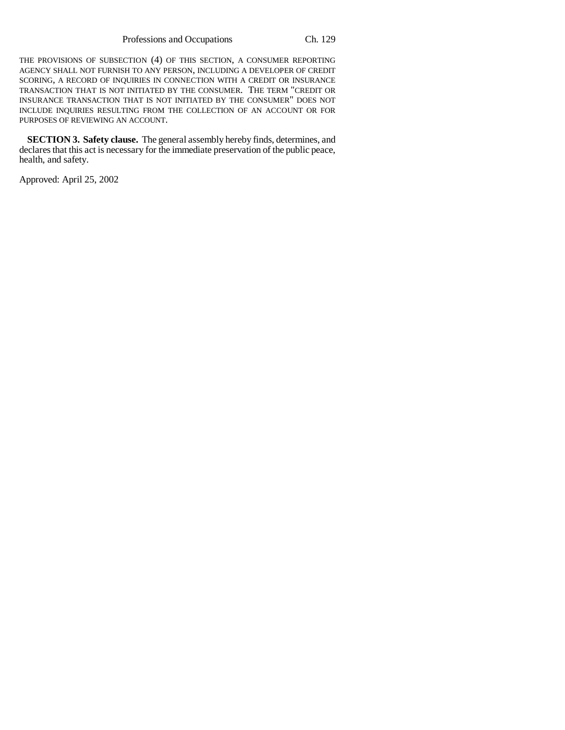THE PROVISIONS OF SUBSECTION (4) OF THIS SECTION, A CONSUMER REPORTING AGENCY SHALL NOT FURNISH TO ANY PERSON, INCLUDING A DEVELOPER OF CREDIT SCORING, A RECORD OF INQUIRIES IN CONNECTION WITH A CREDIT OR INSURANCE TRANSACTION THAT IS NOT INITIATED BY THE CONSUMER. THE TERM "CREDIT OR INSURANCE TRANSACTION THAT IS NOT INITIATED BY THE CONSUMER" DOES NOT INCLUDE INQUIRIES RESULTING FROM THE COLLECTION OF AN ACCOUNT OR FOR PURPOSES OF REVIEWING AN ACCOUNT.

**SECTION 3. Safety clause.** The general assembly hereby finds, determines, and declares that this act is necessary for the immediate preservation of the public peace, health, and safety.

Approved: April 25, 2002